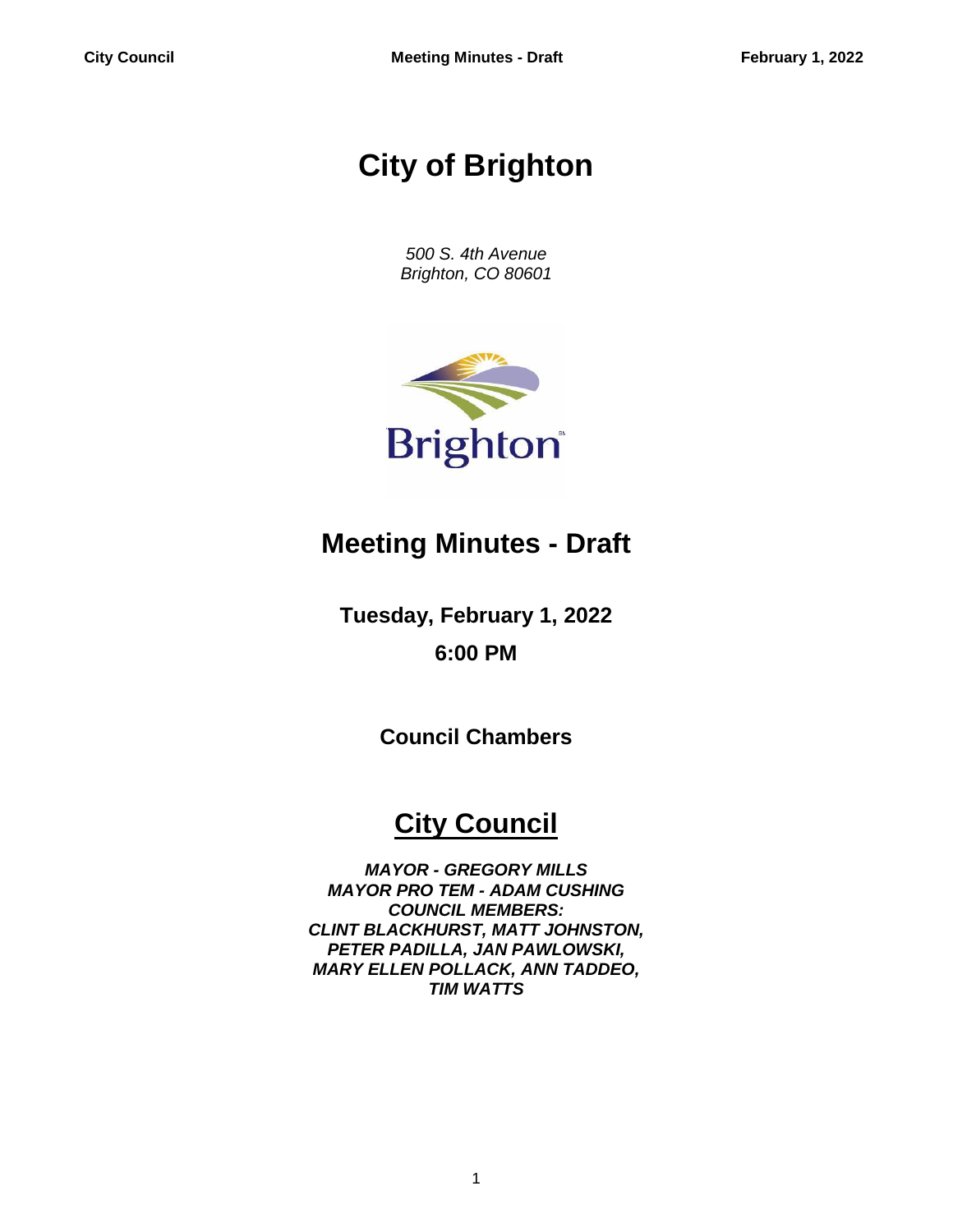# City of Brighton

*500 S. 4th Avenue*
*Brighton, CO 80601*

## Meeting Minutes - Draft

**Tuesday, February 1, 2022**

**6:00 PM**

**Council Chambers**

## City Council

***MAYOR - GREGORY MILLS***
***MAYOR PRO TEM - ADAM CUSHING***
***COUNCIL MEMBERS:***
***CLINT BLACKHURST, MATT JOHNSTON,***
***PETER PADILLA, JAN PAWLOWSKI,***
***MARY ELLEN POLLACK, ANN TADDEO,***
***TIM WATTS***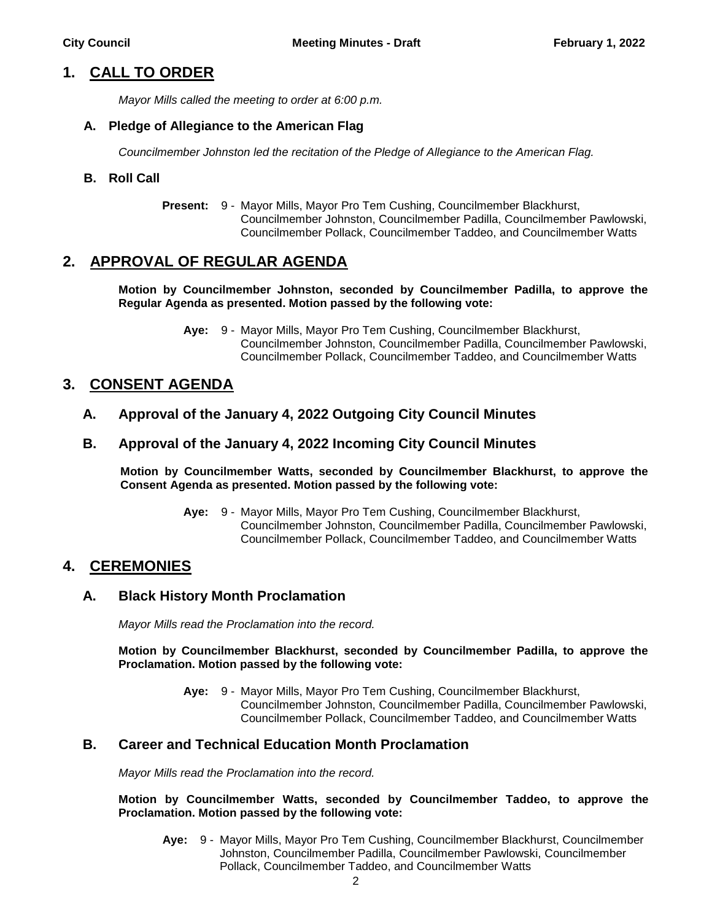## 1. CALL TO ORDER

*Mayor Mills called the meeting to order at 6:00 p.m.*

### A. Pledge of Allegiance to the American Flag

*Councilmember Johnston led the recitation of the Pledge of Allegiance to the American Flag.*

### B. Roll Call

**Present:** 9 - Mayor Mills, Mayor Pro Tem Cushing, Councilmember Blackhurst, Councilmember Johnston, Councilmember Padilla, Councilmember Pawlowski, Councilmember Pollack, Councilmember Taddeo, and Councilmember Watts

## 2. APPROVAL OF REGULAR AGENDA

**Motion by Councilmember Johnston, seconded by Councilmember Padilla, to approve the Regular Agenda as presented. Motion passed by the following vote:**

**Aye:** 9 - Mayor Mills, Mayor Pro Tem Cushing, Councilmember Blackhurst, Councilmember Johnston, Councilmember Padilla, Councilmember Pawlowski, Councilmember Pollack, Councilmember Taddeo, and Councilmember Watts

## 3. CONSENT AGENDA

### A. Approval of the January 4, 2022 Outgoing City Council Minutes

### B. Approval of the January 4, 2022 Incoming City Council Minutes

**Motion by Councilmember Watts, seconded by Councilmember Blackhurst, to approve the Consent Agenda as presented. Motion passed by the following vote:**

**Aye:** 9 - Mayor Mills, Mayor Pro Tem Cushing, Councilmember Blackhurst, Councilmember Johnston, Councilmember Padilla, Councilmember Pawlowski, Councilmember Pollack, Councilmember Taddeo, and Councilmember Watts

## 4. CEREMONIES

### A. Black History Month Proclamation

*Mayor Mills read the Proclamation into the record.*

**Motion by Councilmember Blackhurst, seconded by Councilmember Padilla, to approve the Proclamation. Motion passed by the following vote:**

**Aye:** 9 - Mayor Mills, Mayor Pro Tem Cushing, Councilmember Blackhurst, Councilmember Johnston, Councilmember Padilla, Councilmember Pawlowski, Councilmember Pollack, Councilmember Taddeo, and Councilmember Watts

### B. Career and Technical Education Month Proclamation

*Mayor Mills read the Proclamation into the record.*

**Motion by Councilmember Watts, seconded by Councilmember Taddeo, to approve the Proclamation. Motion passed by the following vote:**

**Aye:** 9 - Mayor Mills, Mayor Pro Tem Cushing, Councilmember Blackhurst, Councilmember Johnston, Councilmember Padilla, Councilmember Pawlowski, Councilmember Pollack, Councilmember Taddeo, and Councilmember Watts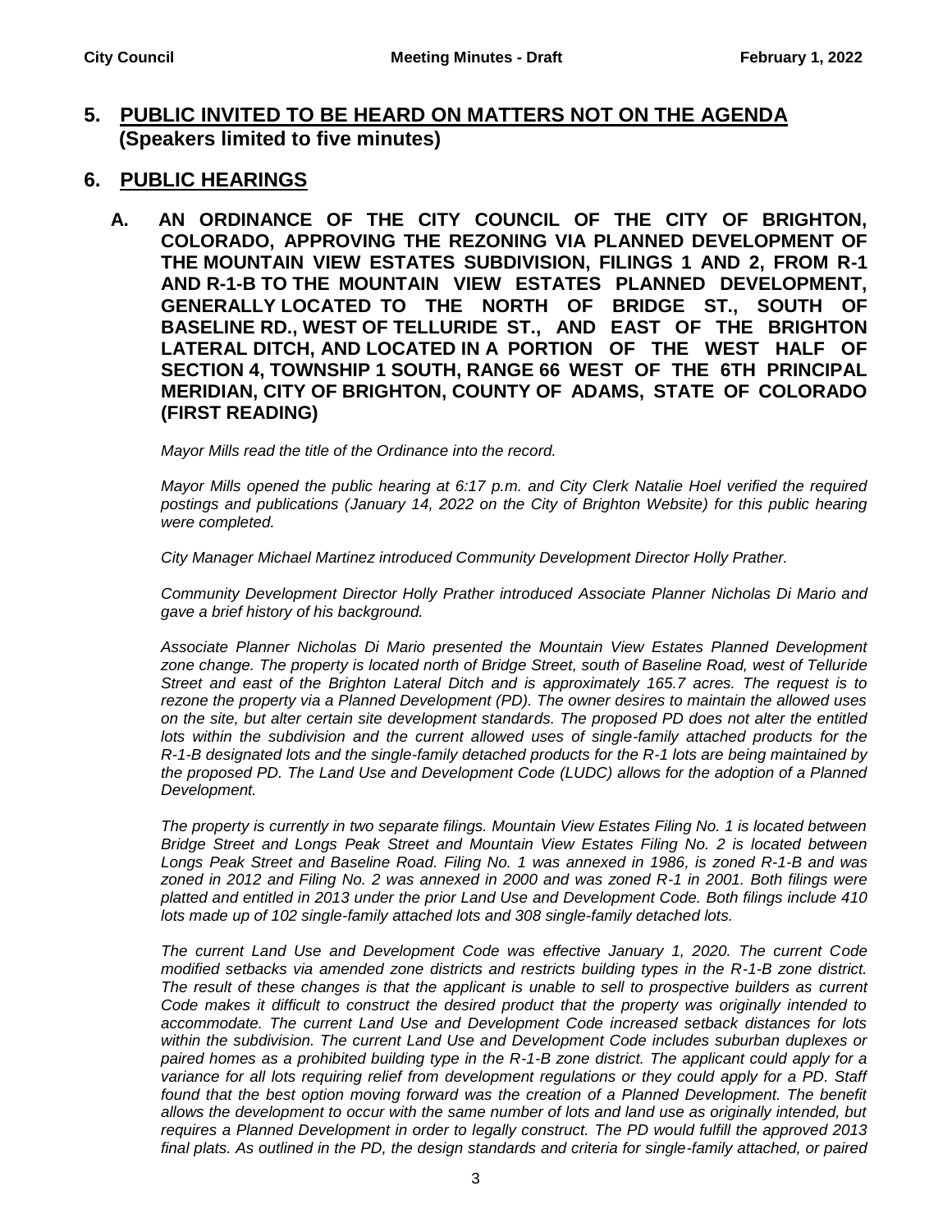## 5. PUBLIC INVITED TO BE HEARD ON MATTERS NOT ON THE AGENDA (Speakers limited to five minutes)

## 6. PUBLIC HEARINGS

### A. AN ORDINANCE OF THE CITY COUNCIL OF THE CITY OF BRIGHTON, COLORADO, APPROVING THE REZONING VIA PLANNED DEVELOPMENT OF THE MOUNTAIN VIEW ESTATES SUBDIVISION, FILINGS 1 AND 2, FROM R-1 AND R-1-B TO THE MOUNTAIN VIEW ESTATES PLANNED DEVELOPMENT, GENERALLY LOCATED TO THE NORTH OF BRIDGE ST., SOUTH OF BASELINE RD., WEST OF TELLURIDE ST., AND EAST OF THE BRIGHTON LATERAL DITCH, AND LOCATED IN A PORTION OF THE WEST HALF OF SECTION 4, TOWNSHIP 1 SOUTH, RANGE 66 WEST OF THE 6TH PRINCIPAL MERIDIAN, CITY OF BRIGHTON, COUNTY OF ADAMS, STATE OF COLORADO (FIRST READING)

*Mayor Mills read the title of the Ordinance into the record.*

*Mayor Mills opened the public hearing at 6:17 p.m. and City Clerk Natalie Hoel verified the required postings and publications (January 14, 2022 on the City of Brighton Website) for this public hearing were completed.*

*City Manager Michael Martinez introduced Community Development Director Holly Prather.*

*Community Development Director Holly Prather introduced Associate Planner Nicholas Di Mario and gave a brief history of his background.*

*Associate Planner Nicholas Di Mario presented the Mountain View Estates Planned Development zone change. The property is located north of Bridge Street, south of Baseline Road, west of Telluride Street and east of the Brighton Lateral Ditch and is approximately 165.7 acres. The request is to rezone the property via a Planned Development (PD). The owner desires to maintain the allowed uses on the site, but alter certain site development standards. The proposed PD does not alter the entitled lots within the subdivision and the current allowed uses of single-family attached products for the R-1-B designated lots and the single-family detached products for the R-1 lots are being maintained by the proposed PD. The Land Use and Development Code (LUDC) allows for the adoption of a Planned Development.*

*The property is currently in two separate filings. Mountain View Estates Filing No. 1 is located between Bridge Street and Longs Peak Street and Mountain View Estates Filing No. 2 is located between Longs Peak Street and Baseline Road. Filing No. 1 was annexed in 1986, is zoned R-1-B and was zoned in 2012 and Filing No. 2 was annexed in 2000 and was zoned R-1 in 2001. Both filings were platted and entitled in 2013 under the prior Land Use and Development Code. Both filings include 410 lots made up of 102 single-family attached lots and 308 single-family detached lots.*

*The current Land Use and Development Code was effective January 1, 2020. The current Code modified setbacks via amended zone districts and restricts building types in the R-1-B zone district. The result of these changes is that the applicant is unable to sell to prospective builders as current Code makes it difficult to construct the desired product that the property was originally intended to accommodate. The current Land Use and Development Code increased setback distances for lots within the subdivision. The current Land Use and Development Code includes suburban duplexes or paired homes as a prohibited building type in the R-1-B zone district. The applicant could apply for a variance for all lots requiring relief from development regulations or they could apply for a PD. Staff found that the best option moving forward was the creation of a Planned Development. The benefit allows the development to occur with the same number of lots and land use as originally intended, but requires a Planned Development in order to legally construct. The PD would fulfill the approved 2013 final plats. As outlined in the PD, the design standards and criteria for single-family attached, or paired*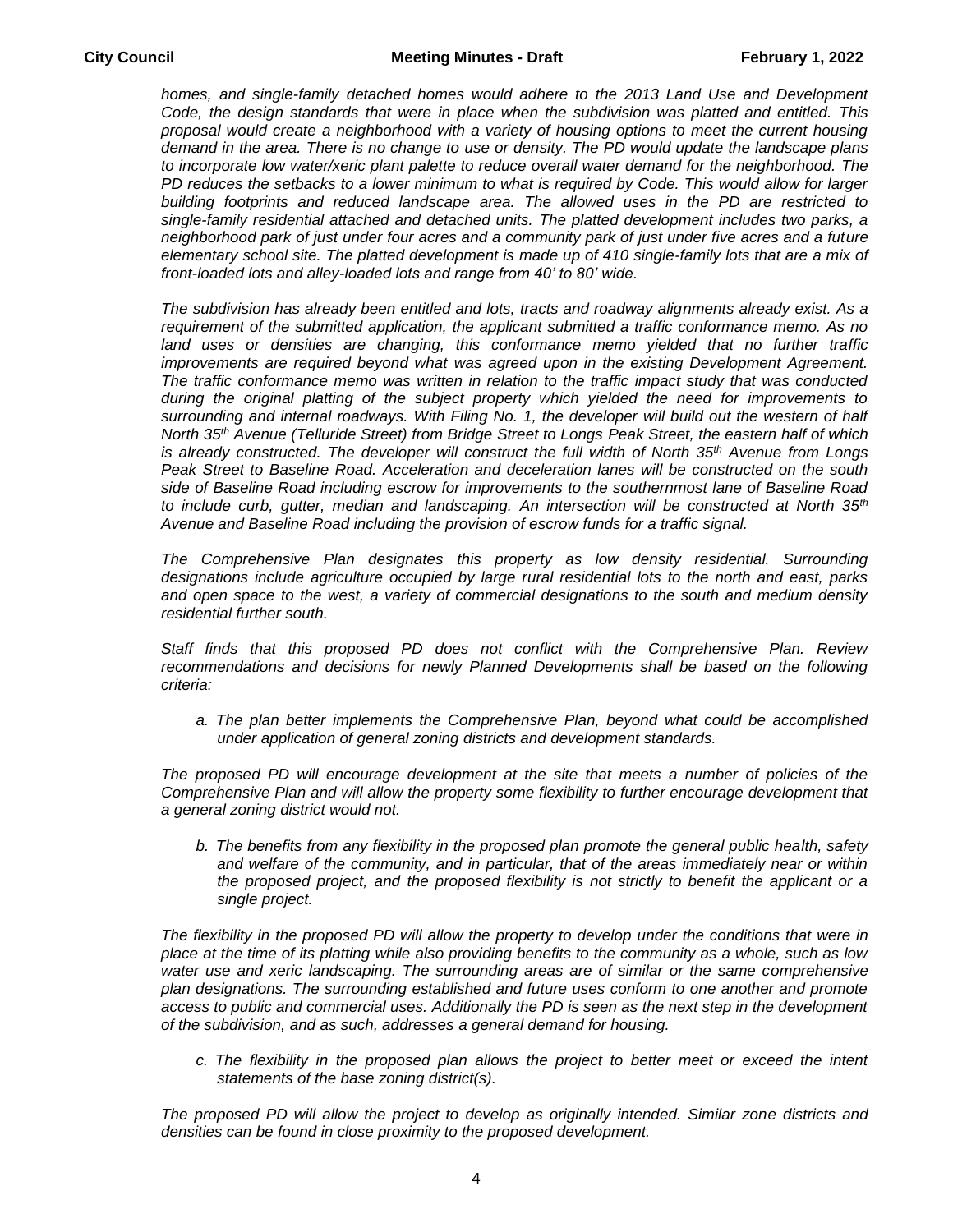*homes, and single-family detached homes would adhere to the 2013 Land Use and Development Code, the design standards that were in place when the subdivision was platted and entitled. This proposal would create a neighborhood with a variety of housing options to meet the current housing demand in the area. There is no change to use or density. The PD would update the landscape plans to incorporate low water/xeric plant palette to reduce overall water demand for the neighborhood. The PD reduces the setbacks to a lower minimum to what is required by Code. This would allow for larger building footprints and reduced landscape area. The allowed uses in the PD are restricted to single-family residential attached and detached units. The platted development includes two parks, a neighborhood park of just under four acres and a community park of just under five acres and a future elementary school site. The platted development is made up of 410 single-family lots that are a mix of front-loaded lots and alley-loaded lots and range from 40' to 80' wide.*

*The subdivision has already been entitled and lots, tracts and roadway alignments already exist. As a requirement of the submitted application, the applicant submitted a traffic conformance memo. As no land uses or densities are changing, this conformance memo yielded that no further traffic improvements are required beyond what was agreed upon in the existing Development Agreement. The traffic conformance memo was written in relation to the traffic impact study that was conducted during the original platting of the subject property which yielded the need for improvements to surrounding and internal roadways. With Filing No. 1, the developer will build out the western of half North 35th Avenue (Telluride Street) from Bridge Street to Longs Peak Street, the eastern half of which is already constructed. The developer will construct the full width of North 35th Avenue from Longs Peak Street to Baseline Road. Acceleration and deceleration lanes will be constructed on the south side of Baseline Road including escrow for improvements to the southernmost lane of Baseline Road to include curb, gutter, median and landscaping. An intersection will be constructed at North 35th Avenue and Baseline Road including the provision of escrow funds for a traffic signal.*

*The Comprehensive Plan designates this property as low density residential. Surrounding designations include agriculture occupied by large rural residential lots to the north and east, parks and open space to the west, a variety of commercial designations to the south and medium density residential further south.*

*Staff finds that this proposed PD does not conflict with the Comprehensive Plan. Review recommendations and decisions for newly Planned Developments shall be based on the following criteria:*

*a. The plan better implements the Comprehensive Plan, beyond what could be accomplished under application of general zoning districts and development standards.*

*The proposed PD will encourage development at the site that meets a number of policies of the Comprehensive Plan and will allow the property some flexibility to further encourage development that a general zoning district would not.*

*b. The benefits from any flexibility in the proposed plan promote the general public health, safety and welfare of the community, and in particular, that of the areas immediately near or within the proposed project, and the proposed flexibility is not strictly to benefit the applicant or a single project.*

*The flexibility in the proposed PD will allow the property to develop under the conditions that were in place at the time of its platting while also providing benefits to the community as a whole, such as low water use and xeric landscaping. The surrounding areas are of similar or the same comprehensive plan designations. The surrounding established and future uses conform to one another and promote access to public and commercial uses. Additionally the PD is seen as the next step in the development of the subdivision, and as such, addresses a general demand for housing.*

*c. The flexibility in the proposed plan allows the project to better meet or exceed the intent statements of the base zoning district(s).*

*The proposed PD will allow the project to develop as originally intended. Similar zone districts and densities can be found in close proximity to the proposed development.*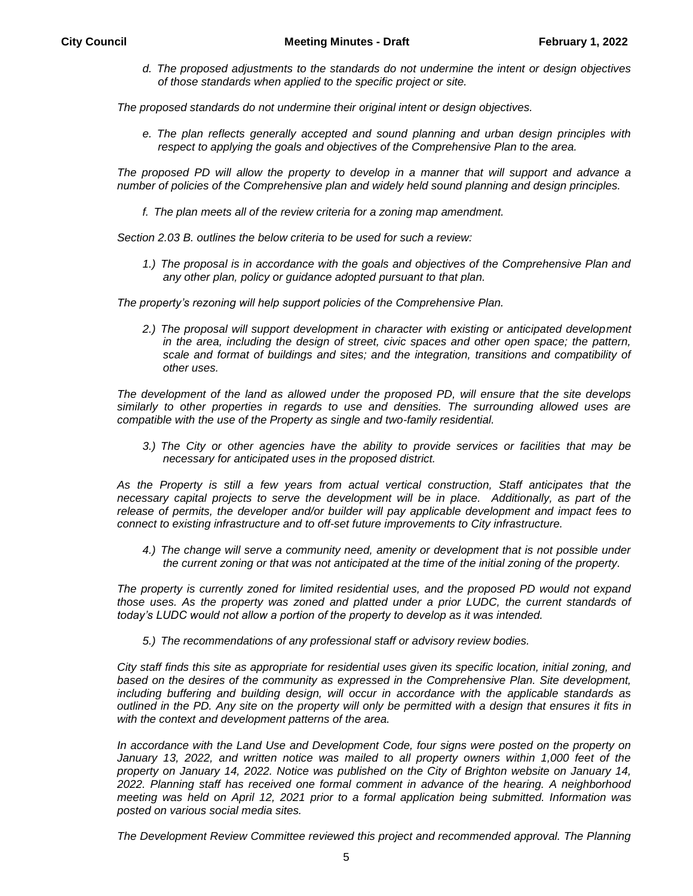*d. The proposed adjustments to the standards do not undermine the intent or design objectives of those standards when applied to the specific project or site.*

*The proposed standards do not undermine their original intent or design objectives.*

*e. The plan reflects generally accepted and sound planning and urban design principles with respect to applying the goals and objectives of the Comprehensive Plan to the area.*

*The proposed PD will allow the property to develop in a manner that will support and advance a number of policies of the Comprehensive plan and widely held sound planning and design principles.*

*f. The plan meets all of the review criteria for a zoning map amendment.*

*Section 2.03 B. outlines the below criteria to be used for such a review:*

*1.) The proposal is in accordance with the goals and objectives of the Comprehensive Plan and any other plan, policy or guidance adopted pursuant to that plan.*

*The property's rezoning will help support policies of the Comprehensive Plan.*

*2.) The proposal will support development in character with existing or anticipated development in the area, including the design of street, civic spaces and other open space; the pattern, scale and format of buildings and sites; and the integration, transitions and compatibility of other uses.*

*The development of the land as allowed under the proposed PD, will ensure that the site develops similarly to other properties in regards to use and densities. The surrounding allowed uses are compatible with the use of the Property as single and two-family residential.*

*3.) The City or other agencies have the ability to provide services or facilities that may be necessary for anticipated uses in the proposed district.*

*As the Property is still a few years from actual vertical construction, Staff anticipates that the necessary capital projects to serve the development will be in place. Additionally, as part of the release of permits, the developer and/or builder will pay applicable development and impact fees to connect to existing infrastructure and to off-set future improvements to City infrastructure.*

*4.) The change will serve a community need, amenity or development that is not possible under the current zoning or that was not anticipated at the time of the initial zoning of the property.*

*The property is currently zoned for limited residential uses, and the proposed PD would not expand those uses. As the property was zoned and platted under a prior LUDC, the current standards of today's LUDC would not allow a portion of the property to develop as it was intended.*

*5.) The recommendations of any professional staff or advisory review bodies.*

*City staff finds this site as appropriate for residential uses given its specific location, initial zoning, and based on the desires of the community as expressed in the Comprehensive Plan. Site development, including buffering and building design, will occur in accordance with the applicable standards as outlined in the PD. Any site on the property will only be permitted with a design that ensures it fits in with the context and development patterns of the area.*

*In accordance with the Land Use and Development Code, four signs were posted on the property on January 13, 2022, and written notice was mailed to all property owners within 1,000 feet of the property on January 14, 2022. Notice was published on the City of Brighton website on January 14, 2022. Planning staff has received one formal comment in advance of the hearing. A neighborhood meeting was held on April 12, 2021 prior to a formal application being submitted. Information was posted on various social media sites.*

*The Development Review Committee reviewed this project and recommended approval. The Planning*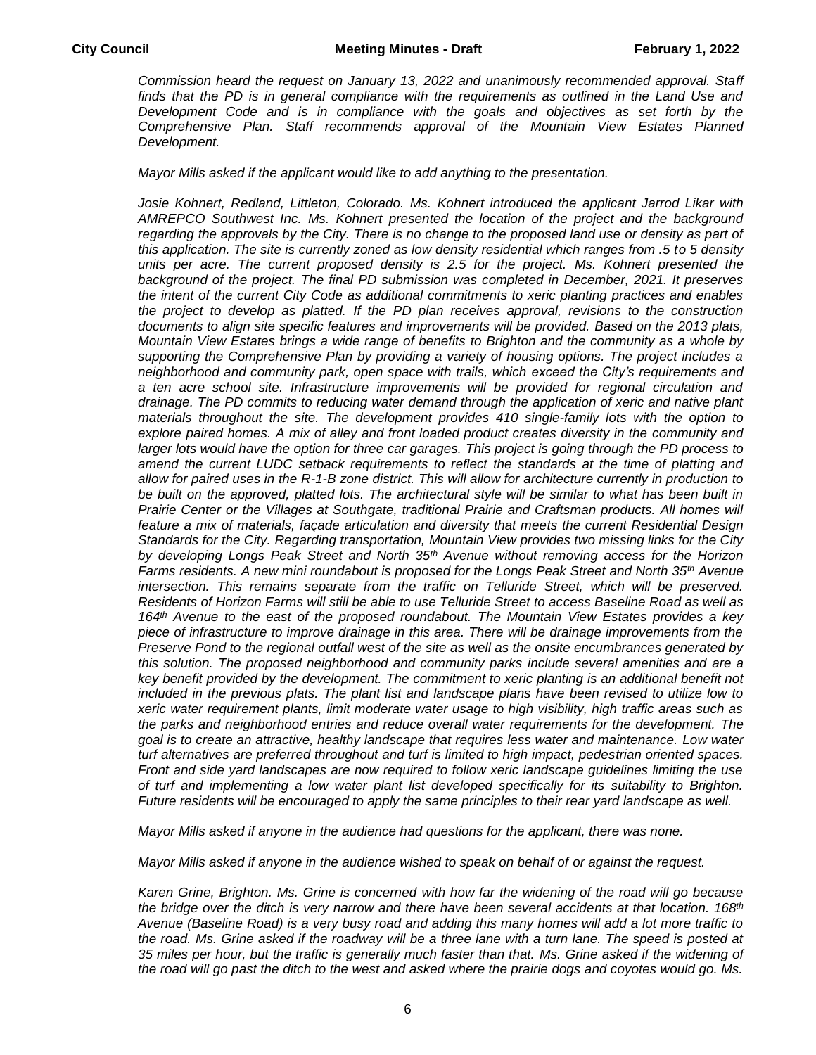*Commission heard the request on January 13, 2022 and unanimously recommended approval. Staff finds that the PD is in general compliance with the requirements as outlined in the Land Use and Development Code and is in compliance with the goals and objectives as set forth by the Comprehensive Plan. Staff recommends approval of the Mountain View Estates Planned Development.*

*Mayor Mills asked if the applicant would like to add anything to the presentation.*

*Josie Kohnert, Redland, Littleton, Colorado. Ms. Kohnert introduced the applicant Jarrod Likar with AMREPCO Southwest Inc. Ms. Kohnert presented the location of the project and the background regarding the approvals by the City. There is no change to the proposed land use or density as part of this application. The site is currently zoned as low density residential which ranges from .5 to 5 density units per acre. The current proposed density is 2.5 for the project. Ms. Kohnert presented the background of the project. The final PD submission was completed in December, 2021. It preserves the intent of the current City Code as additional commitments to xeric planting practices and enables the project to develop as platted. If the PD plan receives approval, revisions to the construction documents to align site specific features and improvements will be provided. Based on the 2013 plats, Mountain View Estates brings a wide range of benefits to Brighton and the community as a whole by supporting the Comprehensive Plan by providing a variety of housing options. The project includes a neighborhood and community park, open space with trails, which exceed the City's requirements and a ten acre school site. Infrastructure improvements will be provided for regional circulation and drainage. The PD commits to reducing water demand through the application of xeric and native plant materials throughout the site. The development provides 410 single-family lots with the option to explore paired homes. A mix of alley and front loaded product creates diversity in the community and larger lots would have the option for three car garages. This project is going through the PD process to amend the current LUDC setback requirements to reflect the standards at the time of platting and allow for paired uses in the R-1-B zone district. This will allow for architecture currently in production to be built on the approved, platted lots. The architectural style will be similar to what has been built in Prairie Center or the Villages at Southgate, traditional Prairie and Craftsman products. All homes will feature a mix of materials, façade articulation and diversity that meets the current Residential Design Standards for the City. Regarding transportation, Mountain View provides two missing links for the City by developing Longs Peak Street and North 35th Avenue without removing access for the Horizon Farms residents. A new mini roundabout is proposed for the Longs Peak Street and North 35th Avenue intersection. This remains separate from the traffic on Telluride Street, which will be preserved. Residents of Horizon Farms will still be able to use Telluride Street to access Baseline Road as well as 164th Avenue to the east of the proposed roundabout. The Mountain View Estates provides a key piece of infrastructure to improve drainage in this area. There will be drainage improvements from the Preserve Pond to the regional outfall west of the site as well as the onsite encumbrances generated by this solution. The proposed neighborhood and community parks include several amenities and are a key benefit provided by the development. The commitment to xeric planting is an additional benefit not included in the previous plats. The plant list and landscape plans have been revised to utilize low to xeric water requirement plants, limit moderate water usage to high visibility, high traffic areas such as the parks and neighborhood entries and reduce overall water requirements for the development. The goal is to create an attractive, healthy landscape that requires less water and maintenance. Low water turf alternatives are preferred throughout and turf is limited to high impact, pedestrian oriented spaces. Front and side yard landscapes are now required to follow xeric landscape guidelines limiting the use of turf and implementing a low water plant list developed specifically for its suitability to Brighton. Future residents will be encouraged to apply the same principles to their rear yard landscape as well.*

*Mayor Mills asked if anyone in the audience had questions for the applicant, there was none.*

*Mayor Mills asked if anyone in the audience wished to speak on behalf of or against the request.*

*Karen Grine, Brighton. Ms. Grine is concerned with how far the widening of the road will go because the bridge over the ditch is very narrow and there have been several accidents at that location. 168th Avenue (Baseline Road) is a very busy road and adding this many homes will add a lot more traffic to the road. Ms. Grine asked if the roadway will be a three lane with a turn lane. The speed is posted at 35 miles per hour, but the traffic is generally much faster than that. Ms. Grine asked if the widening of the road will go past the ditch to the west and asked where the prairie dogs and coyotes would go. Ms.*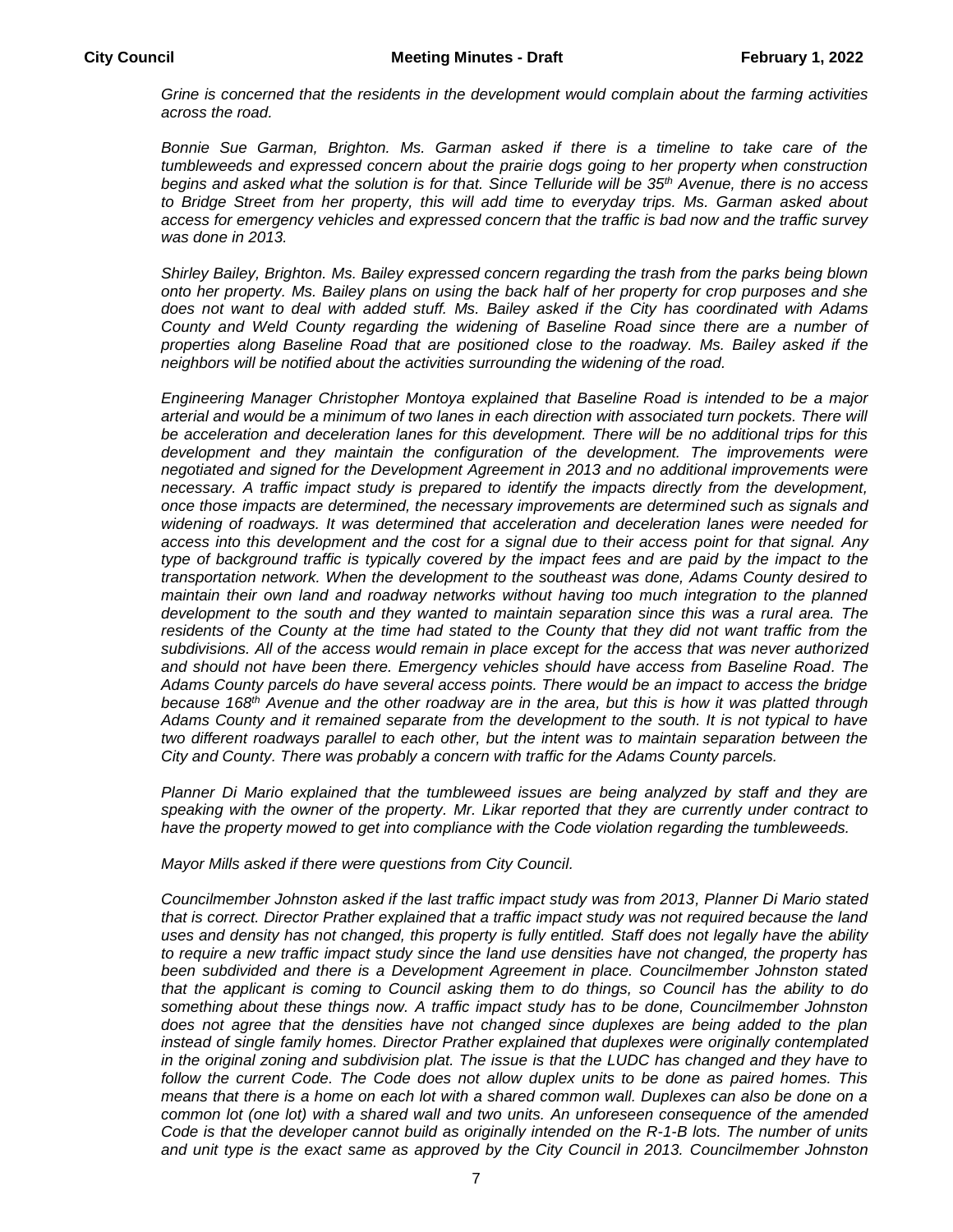*Grine is concerned that the residents in the development would complain about the farming activities across the road.*

*Bonnie Sue Garman, Brighton. Ms. Garman asked if there is a timeline to take care of the tumbleweeds and expressed concern about the prairie dogs going to her property when construction begins and asked what the solution is for that. Since Telluride will be 35th Avenue, there is no access to Bridge Street from her property, this will add time to everyday trips. Ms. Garman asked about access for emergency vehicles and expressed concern that the traffic is bad now and the traffic survey was done in 2013.*

*Shirley Bailey, Brighton. Ms. Bailey expressed concern regarding the trash from the parks being blown onto her property. Ms. Bailey plans on using the back half of her property for crop purposes and she does not want to deal with added stuff. Ms. Bailey asked if the City has coordinated with Adams County and Weld County regarding the widening of Baseline Road since there are a number of properties along Baseline Road that are positioned close to the roadway. Ms. Bailey asked if the neighbors will be notified about the activities surrounding the widening of the road.*

*Engineering Manager Christopher Montoya explained that Baseline Road is intended to be a major arterial and would be a minimum of two lanes in each direction with associated turn pockets. There will be acceleration and deceleration lanes for this development. There will be no additional trips for this development and they maintain the configuration of the development. The improvements were negotiated and signed for the Development Agreement in 2013 and no additional improvements were necessary. A traffic impact study is prepared to identify the impacts directly from the development, once those impacts are determined, the necessary improvements are determined such as signals and widening of roadways. It was determined that acceleration and deceleration lanes were needed for access into this development and the cost for a signal due to their access point for that signal. Any type of background traffic is typically covered by the impact fees and are paid by the impact to the transportation network. When the development to the southeast was done, Adams County desired to maintain their own land and roadway networks without having too much integration to the planned development to the south and they wanted to maintain separation since this was a rural area. The residents of the County at the time had stated to the County that they did not want traffic from the subdivisions. All of the access would remain in place except for the access that was never authorized and should not have been there. Emergency vehicles should have access from Baseline Road. The Adams County parcels do have several access points. There would be an impact to access the bridge because 168th Avenue and the other roadway are in the area, but this is how it was platted through Adams County and it remained separate from the development to the south. It is not typical to have two different roadways parallel to each other, but the intent was to maintain separation between the City and County. There was probably a concern with traffic for the Adams County parcels.*

*Planner Di Mario explained that the tumbleweed issues are being analyzed by staff and they are speaking with the owner of the property. Mr. Likar reported that they are currently under contract to have the property mowed to get into compliance with the Code violation regarding the tumbleweeds.*

*Mayor Mills asked if there were questions from City Council.*

*Councilmember Johnston asked if the last traffic impact study was from 2013, Planner Di Mario stated that is correct. Director Prather explained that a traffic impact study was not required because the land uses and density has not changed, this property is fully entitled. Staff does not legally have the ability to require a new traffic impact study since the land use densities have not changed, the property has been subdivided and there is a Development Agreement in place. Councilmember Johnston stated that the applicant is coming to Council asking them to do things, so Council has the ability to do something about these things now. A traffic impact study has to be done, Councilmember Johnston does not agree that the densities have not changed since duplexes are being added to the plan instead of single family homes. Director Prather explained that duplexes were originally contemplated in the original zoning and subdivision plat. The issue is that the LUDC has changed and they have to follow the current Code. The Code does not allow duplex units to be done as paired homes. This means that there is a home on each lot with a shared common wall. Duplexes can also be done on a common lot (one lot) with a shared wall and two units. An unforeseen consequence of the amended Code is that the developer cannot build as originally intended on the R-1-B lots. The number of units and unit type is the exact same as approved by the City Council in 2013. Councilmember Johnston*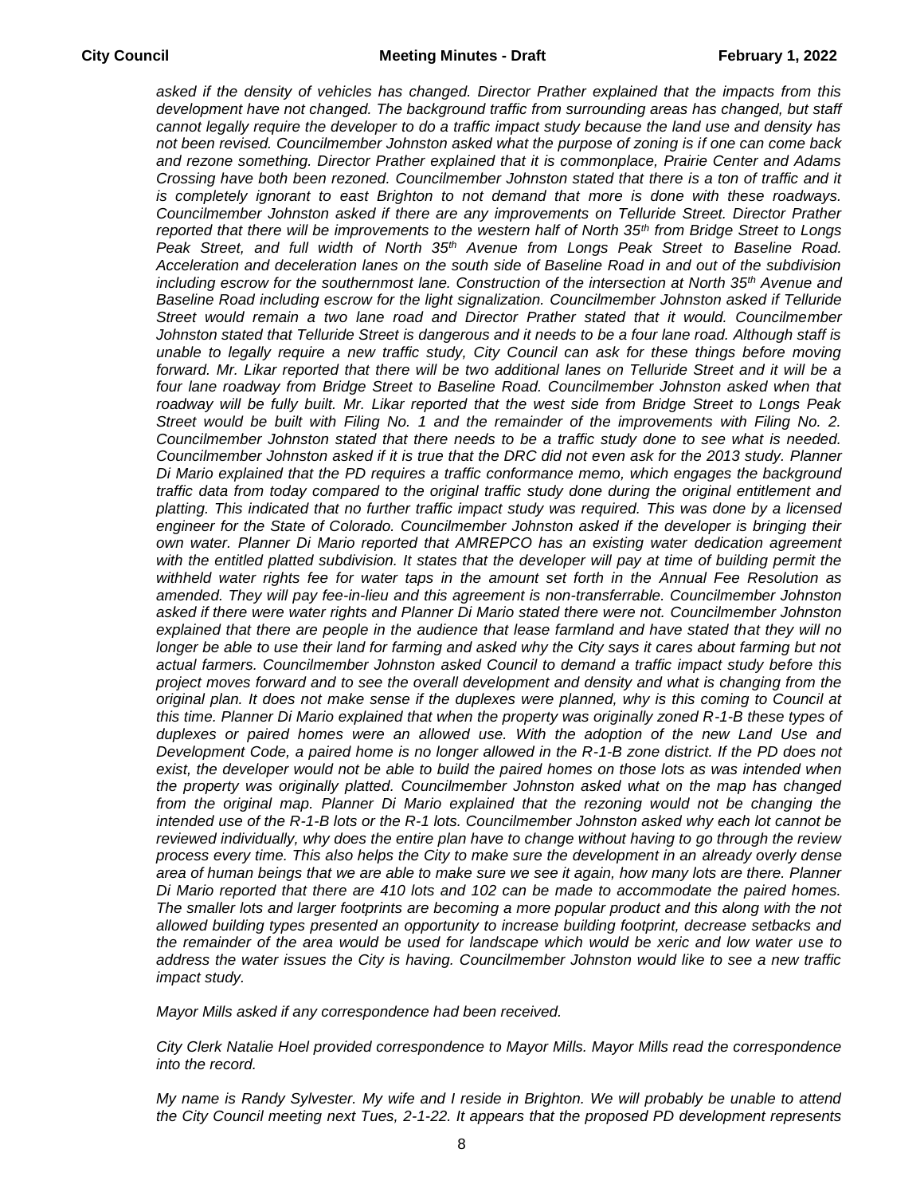*asked if the density of vehicles has changed. Director Prather explained that the impacts from this development have not changed. The background traffic from surrounding areas has changed, but staff cannot legally require the developer to do a traffic impact study because the land use and density has not been revised. Councilmember Johnston asked what the purpose of zoning is if one can come back and rezone something. Director Prather explained that it is commonplace, Prairie Center and Adams Crossing have both been rezoned. Councilmember Johnston stated that there is a ton of traffic and it is completely ignorant to east Brighton to not demand that more is done with these roadways. Councilmember Johnston asked if there are any improvements on Telluride Street. Director Prather reported that there will be improvements to the western half of North 35th from Bridge Street to Longs Peak Street, and full width of North 35th Avenue from Longs Peak Street to Baseline Road. Acceleration and deceleration lanes on the south side of Baseline Road in and out of the subdivision including escrow for the southernmost lane. Construction of the intersection at North 35th Avenue and Baseline Road including escrow for the light signalization. Councilmember Johnston asked if Telluride Street would remain a two lane road and Director Prather stated that it would. Councilmember Johnston stated that Telluride Street is dangerous and it needs to be a four lane road. Although staff is unable to legally require a new traffic study, City Council can ask for these things before moving forward. Mr. Likar reported that there will be two additional lanes on Telluride Street and it will be a four lane roadway from Bridge Street to Baseline Road. Councilmember Johnston asked when that roadway will be fully built. Mr. Likar reported that the west side from Bridge Street to Longs Peak Street would be built with Filing No. 1 and the remainder of the improvements with Filing No. 2. Councilmember Johnston stated that there needs to be a traffic study done to see what is needed. Councilmember Johnston asked if it is true that the DRC did not even ask for the 2013 study. Planner Di Mario explained that the PD requires a traffic conformance memo, which engages the background traffic data from today compared to the original traffic study done during the original entitlement and platting. This indicated that no further traffic impact study was required. This was done by a licensed engineer for the State of Colorado. Councilmember Johnston asked if the developer is bringing their own water. Planner Di Mario reported that AMREPCO has an existing water dedication agreement with the entitled platted subdivision. It states that the developer will pay at time of building permit the withheld water rights fee for water taps in the amount set forth in the Annual Fee Resolution as amended. They will pay fee-in-lieu and this agreement is non-transferrable. Councilmember Johnston asked if there were water rights and Planner Di Mario stated there were not. Councilmember Johnston explained that there are people in the audience that lease farmland and have stated that they will no longer be able to use their land for farming and asked why the City says it cares about farming but not actual farmers. Councilmember Johnston asked Council to demand a traffic impact study before this project moves forward and to see the overall development and density and what is changing from the original plan. It does not make sense if the duplexes were planned, why is this coming to Council at this time. Planner Di Mario explained that when the property was originally zoned R-1-B these types of duplexes or paired homes were an allowed use. With the adoption of the new Land Use and Development Code, a paired home is no longer allowed in the R-1-B zone district. If the PD does not exist, the developer would not be able to build the paired homes on those lots as was intended when the property was originally platted. Councilmember Johnston asked what on the map has changed from the original map. Planner Di Mario explained that the rezoning would not be changing the intended use of the R-1-B lots or the R-1 lots. Councilmember Johnston asked why each lot cannot be reviewed individually, why does the entire plan have to change without having to go through the review process every time. This also helps the City to make sure the development in an already overly dense area of human beings that we are able to make sure we see it again, how many lots are there. Planner Di Mario reported that there are 410 lots and 102 can be made to accommodate the paired homes. The smaller lots and larger footprints are becoming a more popular product and this along with the not allowed building types presented an opportunity to increase building footprint, decrease setbacks and the remainder of the area would be used for landscape which would be xeric and low water use to address the water issues the City is having. Councilmember Johnston would like to see a new traffic impact study.*

*Mayor Mills asked if any correspondence had been received.*

*City Clerk Natalie Hoel provided correspondence to Mayor Mills. Mayor Mills read the correspondence into the record.*

*My name is Randy Sylvester. My wife and I reside in Brighton. We will probably be unable to attend the City Council meeting next Tues, 2-1-22. It appears that the proposed PD development represents*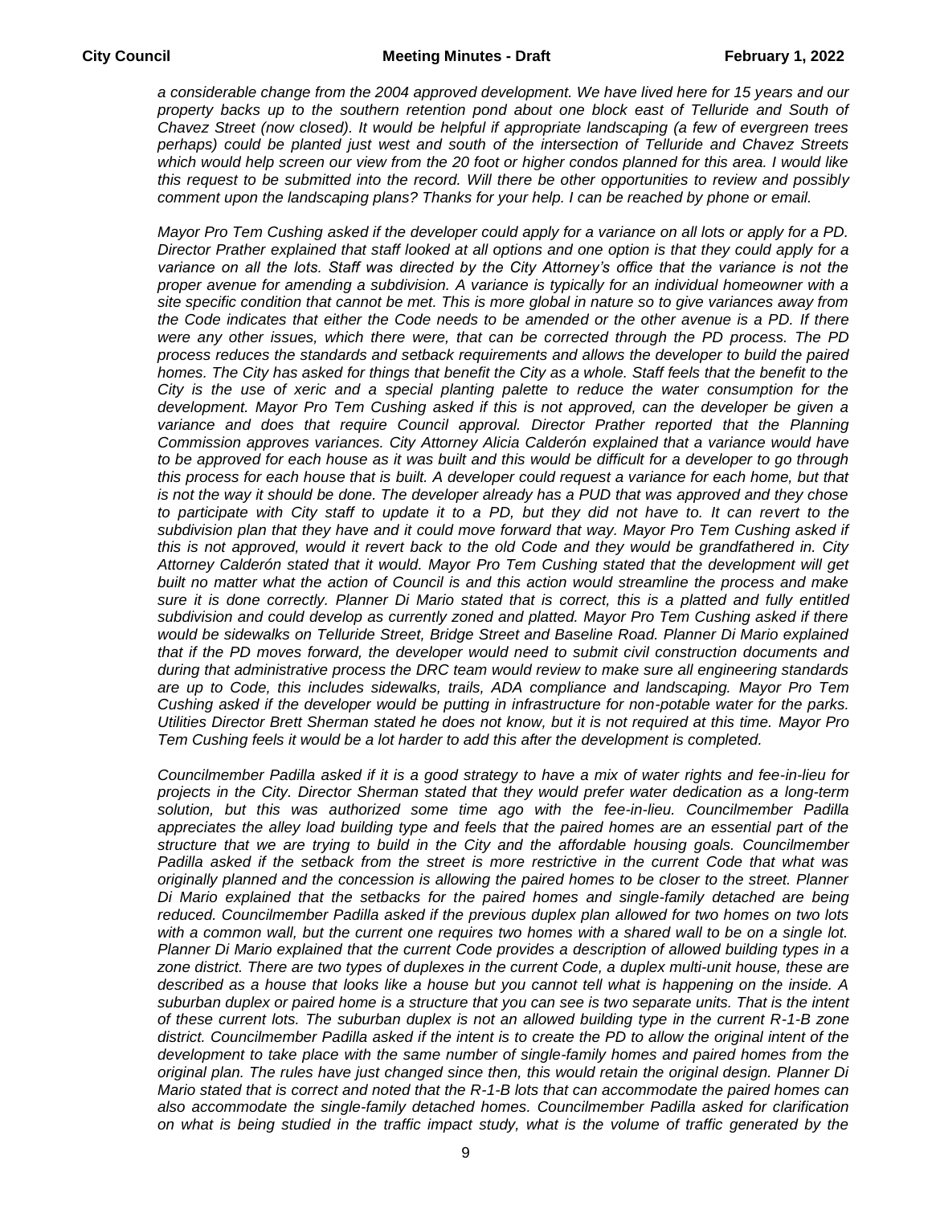*a considerable change from the 2004 approved development. We have lived here for 15 years and our property backs up to the southern retention pond about one block east of Telluride and South of Chavez Street (now closed). It would be helpful if appropriate landscaping (a few of evergreen trees perhaps) could be planted just west and south of the intersection of Telluride and Chavez Streets which would help screen our view from the 20 foot or higher condos planned for this area. I would like this request to be submitted into the record. Will there be other opportunities to review and possibly comment upon the landscaping plans? Thanks for your help. I can be reached by phone or email.*

*Mayor Pro Tem Cushing asked if the developer could apply for a variance on all lots or apply for a PD. Director Prather explained that staff looked at all options and one option is that they could apply for a variance on all the lots. Staff was directed by the City Attorney's office that the variance is not the proper avenue for amending a subdivision. A variance is typically for an individual homeowner with a site specific condition that cannot be met. This is more global in nature so to give variances away from the Code indicates that either the Code needs to be amended or the other avenue is a PD. If there were any other issues, which there were, that can be corrected through the PD process. The PD process reduces the standards and setback requirements and allows the developer to build the paired homes. The City has asked for things that benefit the City as a whole. Staff feels that the benefit to the City is the use of xeric and a special planting palette to reduce the water consumption for the development. Mayor Pro Tem Cushing asked if this is not approved, can the developer be given a variance and does that require Council approval. Director Prather reported that the Planning Commission approves variances. City Attorney Alicia Calderón explained that a variance would have to be approved for each house as it was built and this would be difficult for a developer to go through this process for each house that is built. A developer could request a variance for each home, but that is not the way it should be done. The developer already has a PUD that was approved and they chose to participate with City staff to update it to a PD, but they did not have to. It can revert to the subdivision plan that they have and it could move forward that way. Mayor Pro Tem Cushing asked if this is not approved, would it revert back to the old Code and they would be grandfathered in. City Attorney Calderón stated that it would. Mayor Pro Tem Cushing stated that the development will get built no matter what the action of Council is and this action would streamline the process and make sure it is done correctly. Planner Di Mario stated that is correct, this is a platted and fully entitled subdivision and could develop as currently zoned and platted. Mayor Pro Tem Cushing asked if there would be sidewalks on Telluride Street, Bridge Street and Baseline Road. Planner Di Mario explained that if the PD moves forward, the developer would need to submit civil construction documents and during that administrative process the DRC team would review to make sure all engineering standards are up to Code, this includes sidewalks, trails, ADA compliance and landscaping. Mayor Pro Tem Cushing asked if the developer would be putting in infrastructure for non-potable water for the parks. Utilities Director Brett Sherman stated he does not know, but it is not required at this time. Mayor Pro Tem Cushing feels it would be a lot harder to add this after the development is completed.*

*Councilmember Padilla asked if it is a good strategy to have a mix of water rights and fee-in-lieu for projects in the City. Director Sherman stated that they would prefer water dedication as a long-term solution, but this was authorized some time ago with the fee-in-lieu. Councilmember Padilla appreciates the alley load building type and feels that the paired homes are an essential part of the structure that we are trying to build in the City and the affordable housing goals. Councilmember Padilla asked if the setback from the street is more restrictive in the current Code that what was originally planned and the concession is allowing the paired homes to be closer to the street. Planner Di Mario explained that the setbacks for the paired homes and single-family detached are being reduced. Councilmember Padilla asked if the previous duplex plan allowed for two homes on two lots with a common wall, but the current one requires two homes with a shared wall to be on a single lot. Planner Di Mario explained that the current Code provides a description of allowed building types in a zone district. There are two types of duplexes in the current Code, a duplex multi-unit house, these are described as a house that looks like a house but you cannot tell what is happening on the inside. A suburban duplex or paired home is a structure that you can see is two separate units. That is the intent of these current lots. The suburban duplex is not an allowed building type in the current R-1-B zone district. Councilmember Padilla asked if the intent is to create the PD to allow the original intent of the development to take place with the same number of single-family homes and paired homes from the original plan. The rules have just changed since then, this would retain the original design. Planner Di Mario stated that is correct and noted that the R-1-B lots that can accommodate the paired homes can also accommodate the single-family detached homes. Councilmember Padilla asked for clarification on what is being studied in the traffic impact study, what is the volume of traffic generated by the*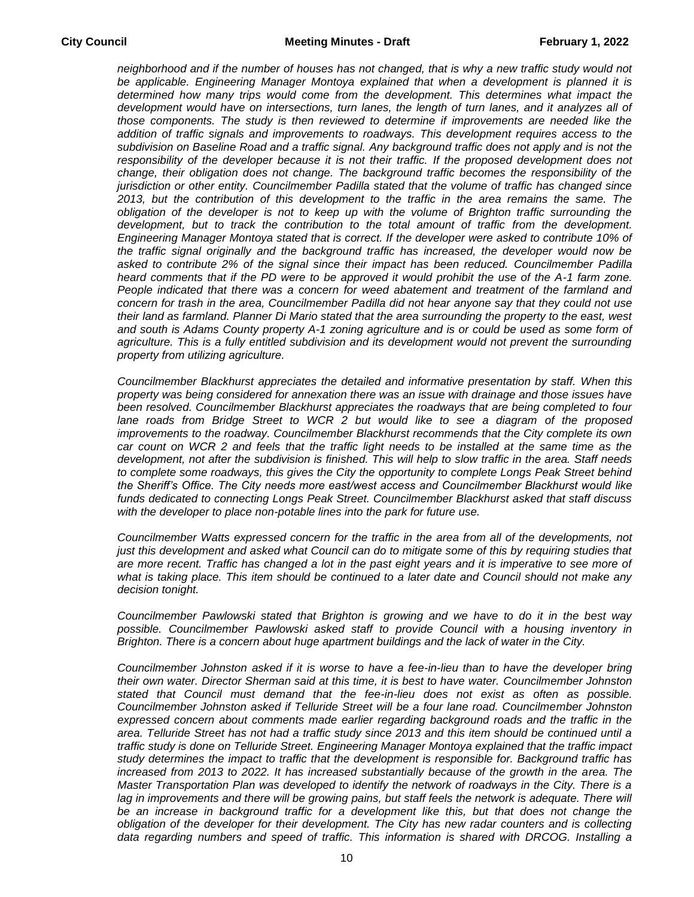*neighborhood and if the number of houses has not changed, that is why a new traffic study would not be applicable. Engineering Manager Montoya explained that when a development is planned it is determined how many trips would come from the development. This determines what impact the development would have on intersections, turn lanes, the length of turn lanes, and it analyzes all of those components. The study is then reviewed to determine if improvements are needed like the addition of traffic signals and improvements to roadways. This development requires access to the subdivision on Baseline Road and a traffic signal. Any background traffic does not apply and is not the responsibility of the developer because it is not their traffic. If the proposed development does not change, their obligation does not change. The background traffic becomes the responsibility of the jurisdiction or other entity. Councilmember Padilla stated that the volume of traffic has changed since 2013, but the contribution of this development to the traffic in the area remains the same. The obligation of the developer is not to keep up with the volume of Brighton traffic surrounding the development, but to track the contribution to the total amount of traffic from the development. Engineering Manager Montoya stated that is correct. If the developer were asked to contribute 10% of the traffic signal originally and the background traffic has increased, the developer would now be asked to contribute 2% of the signal since their impact has been reduced. Councilmember Padilla heard comments that if the PD were to be approved it would prohibit the use of the A-1 farm zone. People indicated that there was a concern for weed abatement and treatment of the farmland and concern for trash in the area, Councilmember Padilla did not hear anyone say that they could not use their land as farmland. Planner Di Mario stated that the area surrounding the property to the east, west and south is Adams County property A-1 zoning agriculture and is or could be used as some form of agriculture. This is a fully entitled subdivision and its development would not prevent the surrounding property from utilizing agriculture.*

*Councilmember Blackhurst appreciates the detailed and informative presentation by staff. When this property was being considered for annexation there was an issue with drainage and those issues have been resolved. Councilmember Blackhurst appreciates the roadways that are being completed to four lane roads from Bridge Street to WCR 2 but would like to see a diagram of the proposed improvements to the roadway. Councilmember Blackhurst recommends that the City complete its own car count on WCR 2 and feels that the traffic light needs to be installed at the same time as the development, not after the subdivision is finished. This will help to slow traffic in the area. Staff needs to complete some roadways, this gives the City the opportunity to complete Longs Peak Street behind the Sheriff's Office. The City needs more east/west access and Councilmember Blackhurst would like funds dedicated to connecting Longs Peak Street. Councilmember Blackhurst asked that staff discuss with the developer to place non-potable lines into the park for future use.*

*Councilmember Watts expressed concern for the traffic in the area from all of the developments, not just this development and asked what Council can do to mitigate some of this by requiring studies that are more recent. Traffic has changed a lot in the past eight years and it is imperative to see more of what is taking place. This item should be continued to a later date and Council should not make any decision tonight.*

*Councilmember Pawlowski stated that Brighton is growing and we have to do it in the best way possible. Councilmember Pawlowski asked staff to provide Council with a housing inventory in Brighton. There is a concern about huge apartment buildings and the lack of water in the City.*

*Councilmember Johnston asked if it is worse to have a fee-in-lieu than to have the developer bring their own water. Director Sherman said at this time, it is best to have water. Councilmember Johnston stated that Council must demand that the fee-in-lieu does not exist as often as possible. Councilmember Johnston asked if Telluride Street will be a four lane road. Councilmember Johnston expressed concern about comments made earlier regarding background roads and the traffic in the area. Telluride Street has not had a traffic study since 2013 and this item should be continued until a traffic study is done on Telluride Street. Engineering Manager Montoya explained that the traffic impact study determines the impact to traffic that the development is responsible for. Background traffic has increased from 2013 to 2022. It has increased substantially because of the growth in the area. The Master Transportation Plan was developed to identify the network of roadways in the City. There is a lag in improvements and there will be growing pains, but staff feels the network is adequate. There will be an increase in background traffic for a development like this, but that does not change the obligation of the developer for their development. The City has new radar counters and is collecting data regarding numbers and speed of traffic. This information is shared with DRCOG. Installing a*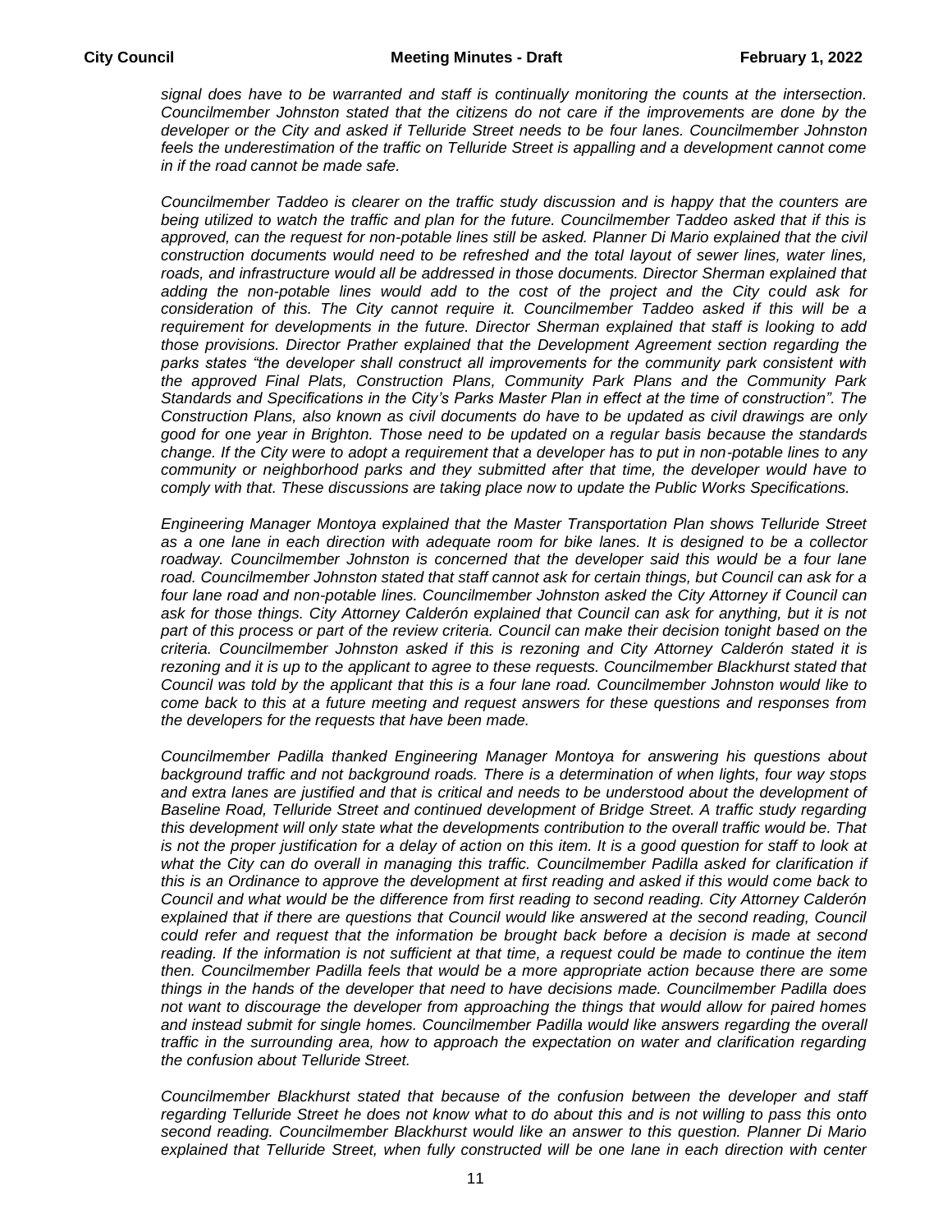*signal does have to be warranted and staff is continually monitoring the counts at the intersection. Councilmember Johnston stated that the citizens do not care if the improvements are done by the developer or the City and asked if Telluride Street needs to be four lanes. Councilmember Johnston feels the underestimation of the traffic on Telluride Street is appalling and a development cannot come in if the road cannot be made safe.*

*Councilmember Taddeo is clearer on the traffic study discussion and is happy that the counters are being utilized to watch the traffic and plan for the future. Councilmember Taddeo asked that if this is approved, can the request for non-potable lines still be asked. Planner Di Mario explained that the civil construction documents would need to be refreshed and the total layout of sewer lines, water lines, roads, and infrastructure would all be addressed in those documents. Director Sherman explained that adding the non-potable lines would add to the cost of the project and the City could ask for consideration of this. The City cannot require it. Councilmember Taddeo asked if this will be a requirement for developments in the future. Director Sherman explained that staff is looking to add those provisions. Director Prather explained that the Development Agreement section regarding the parks states "the developer shall construct all improvements for the community park consistent with the approved Final Plats, Construction Plans, Community Park Plans and the Community Park Standards and Specifications in the City's Parks Master Plan in effect at the time of construction". The Construction Plans, also known as civil documents do have to be updated as civil drawings are only good for one year in Brighton. Those need to be updated on a regular basis because the standards change. If the City were to adopt a requirement that a developer has to put in non-potable lines to any community or neighborhood parks and they submitted after that time, the developer would have to comply with that. These discussions are taking place now to update the Public Works Specifications.*

*Engineering Manager Montoya explained that the Master Transportation Plan shows Telluride Street as a one lane in each direction with adequate room for bike lanes. It is designed to be a collector roadway. Councilmember Johnston is concerned that the developer said this would be a four lane road. Councilmember Johnston stated that staff cannot ask for certain things, but Council can ask for a four lane road and non-potable lines. Councilmember Johnston asked the City Attorney if Council can ask for those things. City Attorney Calderón explained that Council can ask for anything, but it is not part of this process or part of the review criteria. Council can make their decision tonight based on the criteria. Councilmember Johnston asked if this is rezoning and City Attorney Calderón stated it is rezoning and it is up to the applicant to agree to these requests. Councilmember Blackhurst stated that Council was told by the applicant that this is a four lane road. Councilmember Johnston would like to come back to this at a future meeting and request answers for these questions and responses from the developers for the requests that have been made.*

*Councilmember Padilla thanked Engineering Manager Montoya for answering his questions about background traffic and not background roads. There is a determination of when lights, four way stops and extra lanes are justified and that is critical and needs to be understood about the development of Baseline Road, Telluride Street and continued development of Bridge Street. A traffic study regarding this development will only state what the developments contribution to the overall traffic would be. That is not the proper justification for a delay of action on this item. It is a good question for staff to look at what the City can do overall in managing this traffic. Councilmember Padilla asked for clarification if this is an Ordinance to approve the development at first reading and asked if this would come back to Council and what would be the difference from first reading to second reading. City Attorney Calderón explained that if there are questions that Council would like answered at the second reading, Council could refer and request that the information be brought back before a decision is made at second reading. If the information is not sufficient at that time, a request could be made to continue the item then. Councilmember Padilla feels that would be a more appropriate action because there are some things in the hands of the developer that need to have decisions made. Councilmember Padilla does not want to discourage the developer from approaching the things that would allow for paired homes and instead submit for single homes. Councilmember Padilla would like answers regarding the overall traffic in the surrounding area, how to approach the expectation on water and clarification regarding the confusion about Telluride Street.*

*Councilmember Blackhurst stated that because of the confusion between the developer and staff regarding Telluride Street he does not know what to do about this and is not willing to pass this onto second reading. Councilmember Blackhurst would like an answer to this question. Planner Di Mario explained that Telluride Street, when fully constructed will be one lane in each direction with center*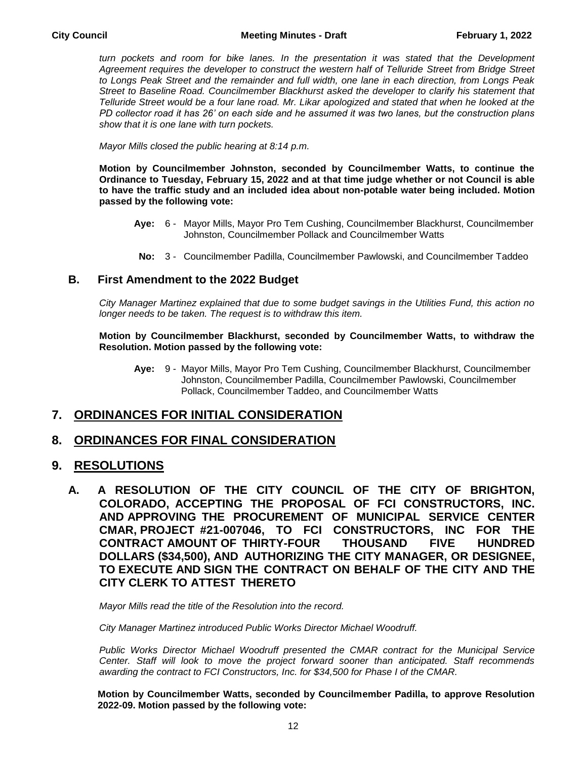*turn pockets and room for bike lanes. In the presentation it was stated that the Development Agreement requires the developer to construct the western half of Telluride Street from Bridge Street to Longs Peak Street and the remainder and full width, one lane in each direction, from Longs Peak Street to Baseline Road. Councilmember Blackhurst asked the developer to clarify his statement that Telluride Street would be a four lane road. Mr. Likar apologized and stated that when he looked at the PD collector road it has 26' on each side and he assumed it was two lanes, but the construction plans show that it is one lane with turn pockets.*

*Mayor Mills closed the public hearing at 8:14 p.m.*

**Motion by Councilmember Johnston, seconded by Councilmember Watts, to continue the Ordinance to Tuesday, February 15, 2022 and at that time judge whether or not Council is able to have the traffic study and an included idea about non-potable water being included. Motion passed by the following vote:**

**Aye:** 6 - Mayor Mills, Mayor Pro Tem Cushing, Councilmember Blackhurst, Councilmember Johnston, Councilmember Pollack and Councilmember Watts

**No:** 3 - Councilmember Padilla, Councilmember Pawlowski, and Councilmember Taddeo

### B. First Amendment to the 2022 Budget

*City Manager Martinez explained that due to some budget savings in the Utilities Fund, this action no longer needs to be taken. The request is to withdraw this item.*

**Motion by Councilmember Blackhurst, seconded by Councilmember Watts, to withdraw the Resolution. Motion passed by the following vote:**

**Aye:** 9 - Mayor Mills, Mayor Pro Tem Cushing, Councilmember Blackhurst, Councilmember Johnston, Councilmember Padilla, Councilmember Pawlowski, Councilmember Pollack, Councilmember Taddeo, and Councilmember Watts

## 7. ORDINANCES FOR INITIAL CONSIDERATION

## 8. ORDINANCES FOR FINAL CONSIDERATION

## 9. RESOLUTIONS

### A. A RESOLUTION OF THE CITY COUNCIL OF THE CITY OF BRIGHTON, COLORADO, ACCEPTING THE PROPOSAL OF FCI CONSTRUCTORS, INC. AND APPROVING THE PROCUREMENT OF MUNICIPAL SERVICE CENTER CMAR, PROJECT #21-007046, TO FCI CONSTRUCTORS, INC FOR THE CONTRACT AMOUNT OF THIRTY-FOUR THOUSAND FIVE HUNDRED DOLLARS ($34,500), AND AUTHORIZING THE CITY MANAGER, OR DESIGNEE, TO EXECUTE AND SIGN THE CONTRACT ON BEHALF OF THE CITY AND THE CITY CLERK TO ATTEST THERETO

*Mayor Mills read the title of the Resolution into the record.*

*City Manager Martinez introduced Public Works Director Michael Woodruff.*

*Public Works Director Michael Woodruff presented the CMAR contract for the Municipal Service Center. Staff will look to move the project forward sooner than anticipated. Staff recommends awarding the contract to FCI Constructors, Inc. for $34,500 for Phase I of the CMAR.*

**Motion by Councilmember Watts, seconded by Councilmember Padilla, to approve Resolution 2022-09. Motion passed by the following vote:**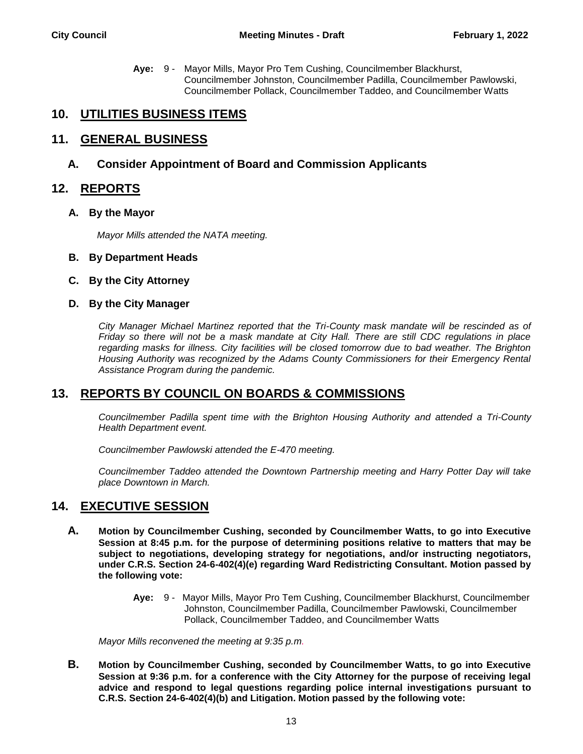**Aye:** 9 - Mayor Mills, Mayor Pro Tem Cushing, Councilmember Blackhurst, Councilmember Johnston, Councilmember Padilla, Councilmember Pawlowski, Councilmember Pollack, Councilmember Taddeo, and Councilmember Watts

## 10. UTILITIES BUSINESS ITEMS

## 11. GENERAL BUSINESS

### A. Consider Appointment of Board and Commission Applicants

## 12. REPORTS

### A. By the Mayor

*Mayor Mills attended the NATA meeting.*

### B. By Department Heads

### C. By the City Attorney

### D. By the City Manager

*City Manager Michael Martinez reported that the Tri-County mask mandate will be rescinded as of Friday so there will not be a mask mandate at City Hall. There are still CDC regulations in place regarding masks for illness. City facilities will be closed tomorrow due to bad weather. The Brighton Housing Authority was recognized by the Adams County Commissioners for their Emergency Rental Assistance Program during the pandemic.*

## 13. REPORTS BY COUNCIL ON BOARDS & COMMISSIONS

*Councilmember Padilla spent time with the Brighton Housing Authority and attended a Tri-County Health Department event.*

*Councilmember Pawlowski attended the E-470 meeting.*

*Councilmember Taddeo attended the Downtown Partnership meeting and Harry Potter Day will take place Downtown in March.*

## 14. EXECUTIVE SESSION

**A. Motion by Councilmember Cushing, seconded by Councilmember Watts, to go into Executive Session at 8:45 p.m. for the purpose of determining positions relative to matters that may be subject to negotiations, developing strategy for negotiations, and/or instructing negotiators, under C.R.S. Section 24-6-402(4)(e) regarding Ward Redistricting Consultant. Motion passed by the following vote:**

**Aye:** 9 - Mayor Mills, Mayor Pro Tem Cushing, Councilmember Blackhurst, Councilmember Johnston, Councilmember Padilla, Councilmember Pawlowski, Councilmember Pollack, Councilmember Taddeo, and Councilmember Watts

*Mayor Mills reconvened the meeting at 9:35 p.m.*

**B. Motion by Councilmember Cushing, seconded by Councilmember Watts, to go into Executive Session at 9:36 p.m. for a conference with the City Attorney for the purpose of receiving legal advice and respond to legal questions regarding police internal investigations pursuant to C.R.S. Section 24-6-402(4)(b) and Litigation. Motion passed by the following vote:**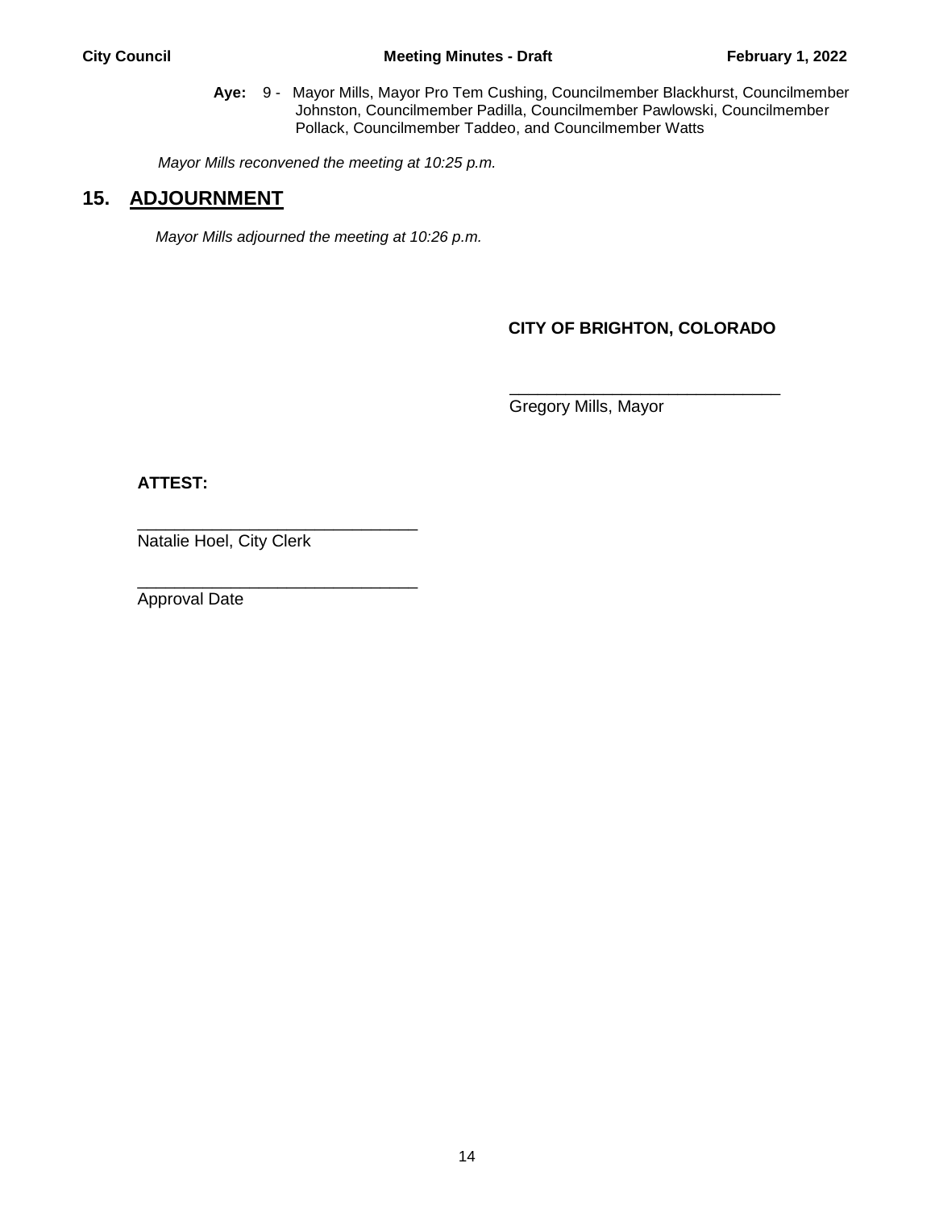**Aye:** 9 - Mayor Mills, Mayor Pro Tem Cushing, Councilmember Blackhurst, Councilmember Johnston, Councilmember Padilla, Councilmember Pawlowski, Councilmember Pollack, Councilmember Taddeo, and Councilmember Watts

*Mayor Mills reconvened the meeting at 10:25 p.m.*

## 15. ADJOURNMENT

*Mayor Mills adjourned the meeting at 10:26 p.m.*

**CITY OF BRIGHTON, COLORADO**

______________________________
Gregory Mills, Mayor

**ATTEST:**

______________________________
Natalie Hoel, City Clerk

______________________________
Approval Date